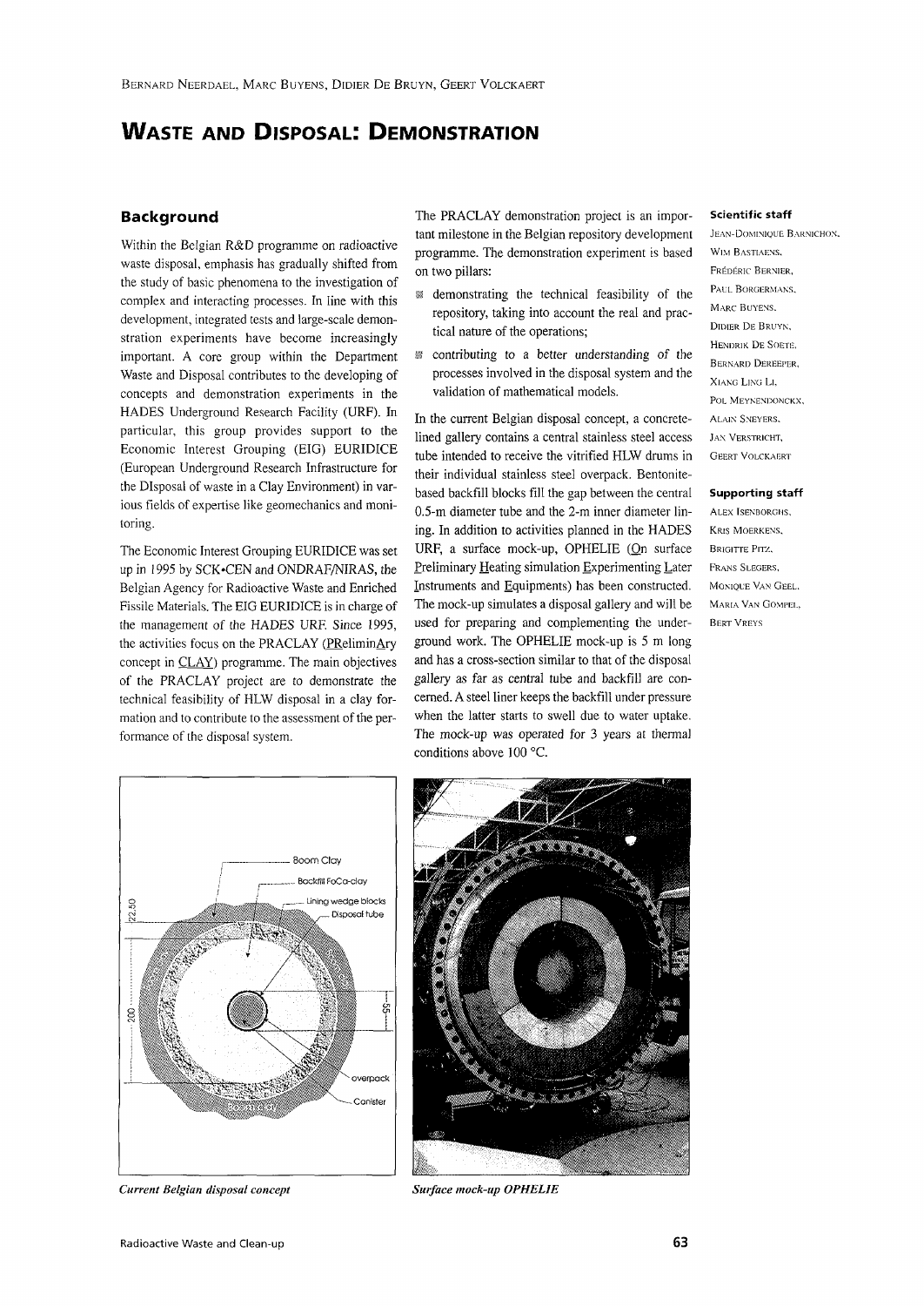# WASTE AND DISPOSAL: DEMONSTRATION

## Background

Within the Belgian R&D programme on radioactive waste disposal, emphasis has gradually shifted from the study of basic phenomena to the investigation of complex and interacting processes. In line with this development, integrated tests and large-scale demonstration experiments have become increasingly important. A core group within the Department Waste and Disposal contributes to the developing of concepts and demonstration experiments in the HADES Underground Research Facility (URF). In particular, this group provides support to the Economic Interest Grouping (EIG) EURIDICE (European Underground Research Infrastructure for the DIsposal of waste in a Clay Environment) in various fields of expertise like geomechanics and monitoring.

The Economic Interest Grouping EURIDICE was set up in 1995 by SCK•CEN and ONDRAF/NIRAS, the Belgian Agency for Radioactive Waste and Enriched Fissile Materials. The EIG EURIDICE is in charge of the management of the HADES URF. Since 1995, the activities focus on the PRACLAY (PReliminAry concept in CLAY) programme. The main objectives of the PRACLAY project are to demonstrate the technical feasibility of HLW disposal in a clay formation and to contribute to the assessment of the performance of the disposal system.

The PRACLAY demonstration project is an important milestone in the Belgian repository development programme. The demonstration experiment is based on two pillars:

- demonstrating the technical feasibility of the repository, taking into account the real and practical nature of the operations;
- contributing to a better understanding of the processes involved in the disposal system and the validation of mathematical models.

In the current Belgian disposal concept, a concrete-lined gallery contains a central stainless steel access tube intended to receive the vitrified HLW drums in their individual stainless steel overpack. Bentonite-based backfill blocks fill the gap between the central 0.5-m diameter tube and the 2-m inner diameter lining. In addition to activities planned in the HADES URF, a surface mock-up, OPHELIE (On surface Preliminary Heating simulation Experimenting Later Instruments and Equipments) has been constructed. The mock-up simulates a disposal gallery and will be used for preparing and complementing the underground work. The OPHELIE mock-up is 5 m long and has a cross-section similar to that of the disposal gallery as far as central tube and backfill are concerned. A steel liner keeps the backfill under pressure when the latter starts to swell due to water uptake. The mock-up was operated for 3 years at thermal conditions above 100 °C.

**Scientific staff**

Jean-Dominique Barnichon, Wim Bastiaens, Frédéric Bernier, Paul Borgermans, Marc Buyens, Didier De Bruyn, Hendrik De Soete, Bernard Dereeper, Xiang Ling Li, Pol Meynendonckx, Alain Sneyers, Jan Verstricht, Geert Volckaert

**Supporting staff**

Alex Isenborghs, Kris Moerkens, Brigitte Pitz, Frans Slegers, Monique Van Geel, Maria Van Gompel, Bert Vreys

*Current Belgian disposal concept*

*Surface mock-up OPHELIE*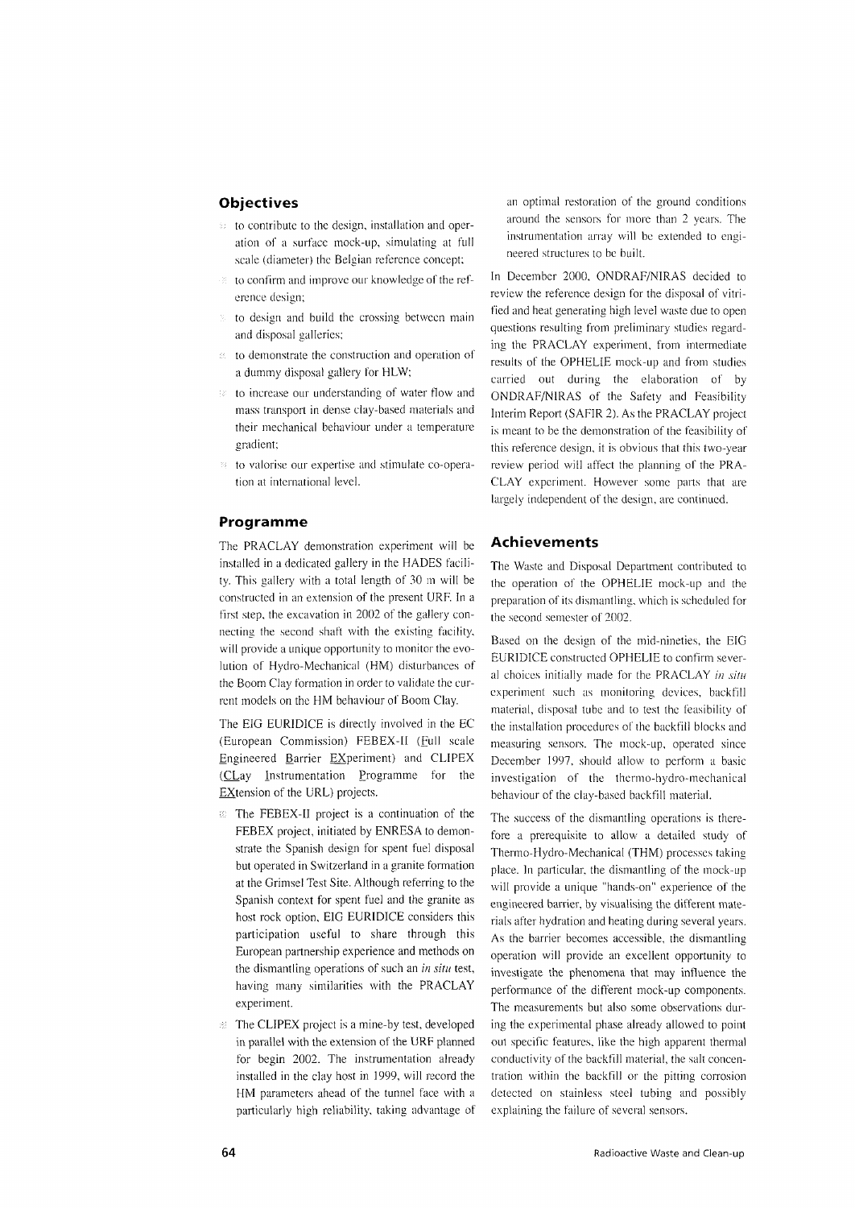## Objectives

- to contribute to the design, installation and operation of a surface mock-up, simulating at full scale (diameter) the Belgian reference concept;
- to confirm and improve our knowledge of the reference design;
- to design and build the crossing between main and disposal galleries;
- to demonstrate the construction and operation of a dummy disposal gallery for HLW;
- to increase our understanding of water flow and mass transport in dense clay-based materials and their mechanical behaviour under a temperature gradient;
- to valorise our expertise and stimulate co-operation at international level.

## Programme

The PRACLAY demonstration experiment will be installed in a dedicated gallery in the HADES facility. This gallery with a total length of 30 m will be constructed in an extension of the present URF. In a first step, the excavation in 2002 of the gallery connecting the second shaft with the existing facility, will provide a unique opportunity to monitor the evolution of Hydro-Mechanical (HM) disturbances of the Boom Clay formation in order to validate the current models on the HM behaviour of Boom Clay.

The EIG EURIDICE is directly involved in the EC (European Commission) FEBEX-II (Full scale Engineered Barrier EXperiment) and CLIPEX (CLay Instrumentation Programme for the EXtension of the URL) projects.

- The FEBEX-II project is a continuation of the FEBEX project, initiated by ENRESA to demonstrate the Spanish design for spent fuel disposal but operated in Switzerland in a granite formation at the Grimsel Test Site. Although referring to the Spanish context for spent fuel and the granite as host rock option, EIG EURIDICE considers this participation useful to share through this European partnership experience and methods on the dismantling operations of such an *in situ* test, having many similarities with the PRACLAY experiment.
- The CLIPEX project is a mine-by test, developed in parallel with the extension of the URF planned for begin 2002. The instrumentation already installed in the clay host in 1999, will record the HM parameters ahead of the tunnel face with a particularly high reliability, taking advantage of an optimal restoration of the ground conditions around the sensors for more than 2 years. The instrumentation array will be extended to engineered structures to be built.

In December 2000, ONDRAF/NIRAS decided to review the reference design for the disposal of vitrified and heat generating high level waste due to open questions resulting from preliminary studies regarding the PRACLAY experiment, from intermediate results of the OPHELIE mock-up and from studies carried out during the elaboration of by ONDRAF/NIRAS of the Safety and Feasibility Interim Report (SAFIR 2). As the PRACLAY project is meant to be the demonstration of the feasibility of this reference design, it is obvious that this two-year review period will affect the planning of the PRACLAY experiment. However some parts that are largely independent of the design, are continued.

## Achievements

The Waste and Disposal Department contributed to the operation of the OPHELIE mock-up and the preparation of its dismantling, which is scheduled for the second semester of 2002.

Based on the design of the mid-nineties, the EIG EURIDICE constructed OPHELIE to confirm several choices initially made for the PRACLAY *in situ* experiment such as monitoring devices, backfill material, disposal tube and to test the feasibility of the installation procedures of the backfill blocks and measuring sensors. The mock-up, operated since December 1997, should allow to perform a basic investigation of the thermo-hydro-mechanical behaviour of the clay-based backfill material.

The success of the dismantling operations is therefore a prerequisite to allow a detailed study of Thermo-Hydro-Mechanical (THM) processes taking place. In particular, the dismantling of the mock-up will provide a unique "hands-on" experience of the engineered barrier, by visualising the different materials after hydration and heating during several years. As the barrier becomes accessible, the dismantling operation will provide an excellent opportunity to investigate the phenomena that may influence the performance of the different mock-up components. The measurements but also some observations during the experimental phase already allowed to point out specific features, like the high apparent thermal conductivity of the backfill material, the salt concentration within the backfill or the pitting corrosion detected on stainless steel tubing and possibly explaining the failure of several sensors.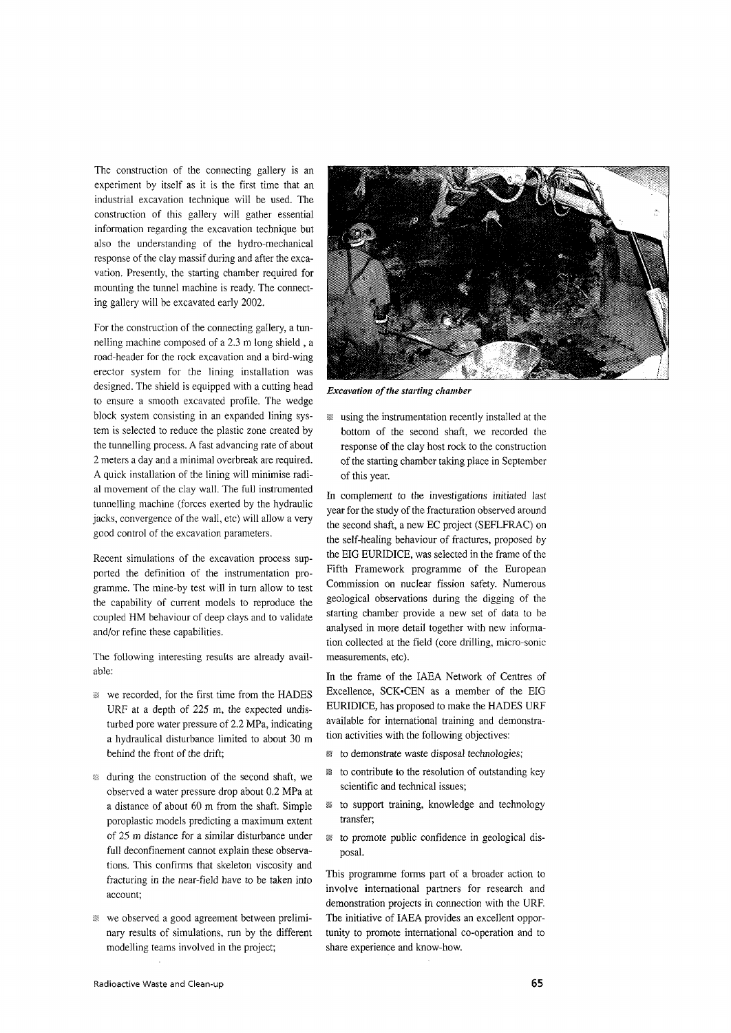The construction of the connecting gallery is an experiment by itself as it is the first time that an industrial excavation technique will be used. The construction of this gallery will gather essential information regarding the excavation technique but also the understanding of the hydro-mechanical response of the clay massif during and after the excavation. Presently, the starting chamber required for mounting the tunnel machine is ready. The connecting gallery will be excavated early 2002.

For the construction of the connecting gallery, a tunnelling machine composed of a 2.3 m long shield , a road-header for the rock excavation and a bird-wing erector system for the lining installation was designed. The shield is equipped with a cutting head to ensure a smooth excavated profile. The wedge block system consisting in an expanded lining system is selected to reduce the plastic zone created by the tunnelling process. A fast advancing rate of about 2 meters a day and a minimal overbreak are required. A quick installation of the lining will minimise radial movement of the clay wall. The full instrumented tunnelling machine (forces exerted by the hydraulic jacks, convergence of the wall, etc) will allow a very good control of the excavation parameters.

Recent simulations of the excavation process supported the definition of the instrumentation programme. The mine-by test will in turn allow to test the capability of current models to reproduce the coupled HM behaviour of deep clays and to validate and/or refine these capabilities.

The following interesting results are already available:

- we recorded, for the first time from the HADES URF at a depth of 225 m, the expected undisturbed pore water pressure of 2.2 MPa, indicating a hydraulical disturbance limited to about 30 m behind the front of the drift;
- during the construction of the second shaft, we observed a water pressure drop about 0.2 MPa at a distance of about 60 m from the shaft. Simple poroplastic models predicting a maximum extent of 25 m distance for a similar disturbance under full deconfinement cannot explain these observations. This confirms that skeleton viscosity and fracturing in the near-field have to be taken into account;
- we observed a good agreement between preliminary results of simulations, run by the different modelling teams involved in the project;

*Excavation of the starting chamber*

- using the instrumentation recently installed at the bottom of the second shaft, we recorded the response of the clay host rock to the construction of the starting chamber taking place in September of this year.

In complement to the investigations initiated last year for the study of the fracturation observed around the second shaft, a new EC project (SEFLFRAC) on the self-healing behaviour of fractures, proposed by the EIG EURIDICE, was selected in the frame of the Fifth Framework programme of the European Commission on nuclear fission safety. Numerous geological observations during the digging of the starting chamber provide a new set of data to be analysed in more detail together with new information collected at the field (core drilling, micro-sonic measurements, etc).

In the frame of the IAEA Network of Centres of Excellence, SCK•CEN as a member of the EIG EURIDICE, has proposed to make the HADES URF available for international training and demonstration activities with the following objectives:

- to demonstrate waste disposal technologies;
- to contribute to the resolution of outstanding key scientific and technical issues;
- to support training, knowledge and technology transfer;
- to promote public confidence in geological disposal.

This programme forms part of a broader action to involve international partners for research and demonstration projects in connection with the URF. The initiative of IAEA provides an excellent opportunity to promote international co-operation and to share experience and know-how.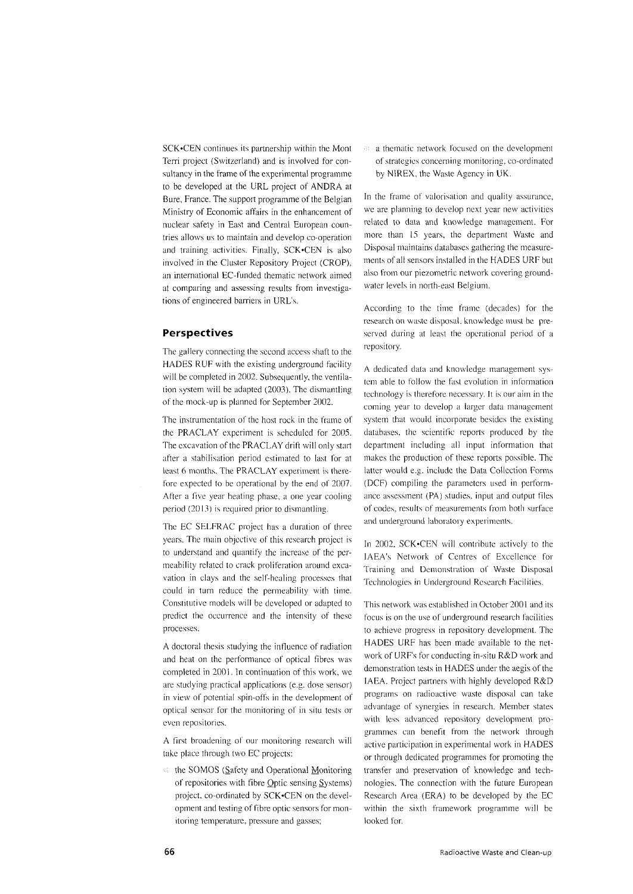SCK•CEN continues its partnership within the Mont Terri project (Switzerland) and is involved for consultancy in the frame of the experimental programme to be developed at the URL project of ANDRA at Bure, France. The support programme of the Belgian Ministry of Economic affairs in the enhancement of nuclear safety in East and Central European countries allows us to maintain and develop co-operation and training activities. Finally, SCK•CEN is also involved in the Cluster Repository Project (CROP), an international EC-funded thematic network aimed at comparing and assessing results from investigations of engineered barriers in URL's.

## Perspectives

The gallery connecting the second access shaft to the HADES RUF with the existing underground facility will be completed in 2002. Subsequently, the ventilation system will be adapted (2003). The dismantling of the mock-up is planned for September 2002.

The instrumentation of the host rock in the frame of the PRACLAY experiment is scheduled for 2005. The excavation of the PRACLAY drift will only start after a stabilisation period estimated to last for at least 6 months. The PRACLAY experiment is therefore expected to be operational by the end of 2007. After a five year heating phase, a one year cooling period (2013) is required prior to dismantling.

The EC SELFRAC project has a duration of three years. The main objective of this research project is to understand and quantify the increase of the permeability related to crack proliferation around excavation in clays and the self-healing processes that could in turn reduce the permeability with time. Constitutive models will be developed or adapted to predict the occurrence and the intensity of these processes.

A doctoral thesis studying the influence of radiation and heat on the performance of optical fibres was completed in 2001. In continuation of this work, we are studying practical applications (e.g. dose sensor) in view of potential spin-offs in the development of optical sensor for the monitoring of in situ tests or even repositories.

A first broadening of our monitoring research will take place through two EC projects:

- the SOMOS (Safety and Operational Monitoring of repositories with fibre Optic sensing Systems) project, co-ordinated by SCK•CEN on the development and testing of fibre optic sensors for monitoring temperature, pressure and gasses;
- a thematic network focused on the development of strategies concerning monitoring, co-ordinated by NIREX, the Waste Agency in UK.

In the frame of valorisation and quality assurance, we are planning to develop next year new activities related to data and knowledge management. For more than 15 years, the department Waste and Disposal maintains databases gathering the measurements of all sensors installed in the HADES URF but also from our piezometric network covering groundwater levels in north-east Belgium.

According to the time frame (decades) for the research on waste disposal, knowledge must be preserved during at least the operational period of a repository.

A dedicated data and knowledge management system able to follow the fast evolution in information technology is therefore necessary. It is our aim in the coming year to develop a larger data management system that would incorporate besides the existing databases, the scientific reports produced by the department including all input information that makes the production of these reports possible. The latter would e.g. include the Data Collection Forms (DCF) compiling the parameters used in performance assessment (PA) studies, input and output files of codes, results of measurements from both surface and underground laboratory experiments.

In 2002, SCK•CEN will contribute actively to the IAEA's Network of Centres of Excellence for Training and Demonstration of Waste Disposal Technologies in Underground Research Facilities.

This network was established in October 2001 and its focus is on the use of underground research facilities to achieve progress in repository development. The HADES URF has been made available to the network of URF's for conducting in-situ R&D work and demonstration tests in HADES under the aegis of the IAEA. Project partners with highly developed R&D programs on radioactive waste disposal can take advantage of synergies in research. Member states with less advanced repository development programmes can benefit from the network through active participation in experimental work in HADES or through dedicated programmes for promoting the transfer and preservation of knowledge and technologies. The connection with the future European Research Area (ERA) to be developed by the EC within the sixth framework programme will be looked for.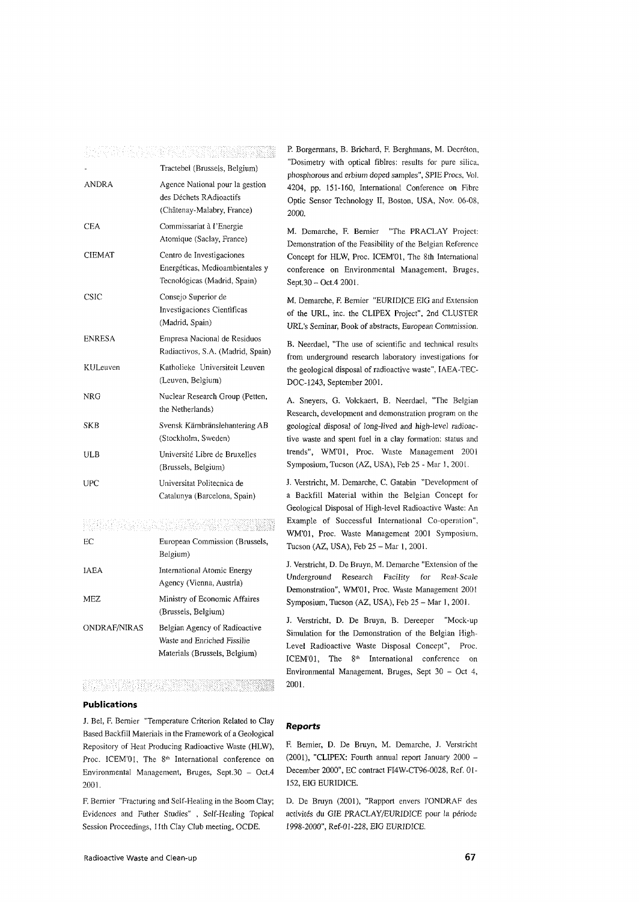| | |
|---|---|
| - | Tractebel (Brussels, Belgium) |
| ANDRA | Agence National pour la gestion des Déchets RAdioactifs (Châtenay-Malabry, France) |
| CEA | Commissariat à l'Energie Atomique (Saclay, France) |
| CIEMAT | Centro de Investigaciones Energéticas, Medioambientales y Tecnológicas (Madrid, Spain) |
| CSIC | Consejo Superior de Investigaciones Científicas (Madrid, Spain) |
| ENRESA | Empresa Nacional de Residuos Radiactivos, S.A. (Madrid, Spain) |
| KULeuven | Katholieke Universiteit Leuven (Leuven, Belgium) |
| NRG | Nuclear Research Group (Petten, the Netherlands) |
| SKB | Svensk Kärnbränslehantering AB (Stockholm, Sweden) |
| ULB | Université Libre de Bruxelles (Brussels, Belgium) |
| UPC | Universitat Politecnica de Catalunya (Barcelona, Spain) |

| | |
|---|---|
| EC | European Commission (Brussels, Belgium) |
| IAEA | International Atomic Energy Agency (Vienna, Austria) |
| MEZ | Ministry of Economic Affaires (Brussels, Belgium) |
| ONDRAF/NIRAS | Belgian Agency of Radioactive Waste and Enriched Fissilie Materials (Brussels, Belgium) |

### Publications

J. Bel, F. Bernier "Temperature Criterion Related to Clay Based Backfill Materials in the Framework of a Geological Repository of Heat Producing Radioactive Waste (HLW), Proc. ICEM'01, The 8th International conference on Environmental Management, Bruges, Sept.30 – Oct.4 2001.

F. Bernier "Fracturing and Self-Healing in the Boom Clay; Evidences and Futher Studies" , Self-Healing Topical Session Proceedings, 11th Clay Club meeting, OCDE.

P. Borgermans, B. Brichard, F. Berghmans, M. Decréton, "Dosimetry with optical fiblres: results for pure silica, phosphorous and erbium doped samples", SPIE Procs, Vol. 4204, pp. 151-160, International Conference on Fibre Optic Sensor Technology II, Boston, USA, Nov. 06-08, 2000.

M. Demarche, F. Bernier "The PRACLAY Project: Demonstration of the Feasibility of the Belgian Reference Concept for HLW, Proc. ICEM'01, The 8th International conference on Environmental Management, Bruges, Sept.30 – Oct.4 2001.

M. Demarche, F. Bernier "EURIDICE EIG and Extension of the URL, inc. the CLIPEX Project", 2nd CLUSTER URL's Seminar, Book of abstracts, European Commission.

B. Neerdael, "The use of scientific and technical results from underground research laboratory investigations for the geological disposal of radioactive waste", IAEA-TEC-DOC-1243, September 2001.

A. Sneyers, G. Volckaert, B. Neerdael, "The Belgian Research, development and demonstration program on the geological disposal of long-lived and high-level radioactive waste and spent fuel in a clay formation: status and trends", WM'01, Proc. Waste Management 2001 Symposium, Tucson (AZ, USA), Feb 25 - Mar 1, 2001.

J. Verstricht, M. Demarche, C. Gatabin "Development of a Backfill Material within the Belgian Concept for Geological Disposal of High-level Radioactive Waste: An Example of Successful International Co-operation", WM'01, Proc. Waste Management 2001 Symposium, Tucson (AZ, USA), Feb 25 – Mar 1, 2001.

J. Verstricht, D. De Bruyn, M. Demarche "Extension of the Underground Research Facility for Real-Scale Demonstration", WM'01, Proc. Waste Management 2001 Symposium, Tucson (AZ, USA), Feb 25 – Mar 1, 2001.

J. Verstricht, D. De Bruyn, B. Dereeper "Mock-up Simulation for the Demonstration of the Belgian High-Level Radioactive Waste Disposal Concept", Proc. ICEM'01, The 8th International conference on Environmental Management, Bruges, Sept 30 – Oct 4, 2001.

### *Reports*

F. Bernier, D. De Bruyn, M. Demarche, J. Verstricht (2001), "CLIPEX: Fourth annual report January 2000 – December 2000", EC contract FI4W-CT96-0028, Ref. 01-152, EIG EURIDICE.

D. De Bruyn (2001), "Rapport envers l'ONDRAF des activités du GIE PRACLAY/EURIDICE pour la période 1998-2000", Ref-01-228, EIG EURIDICE.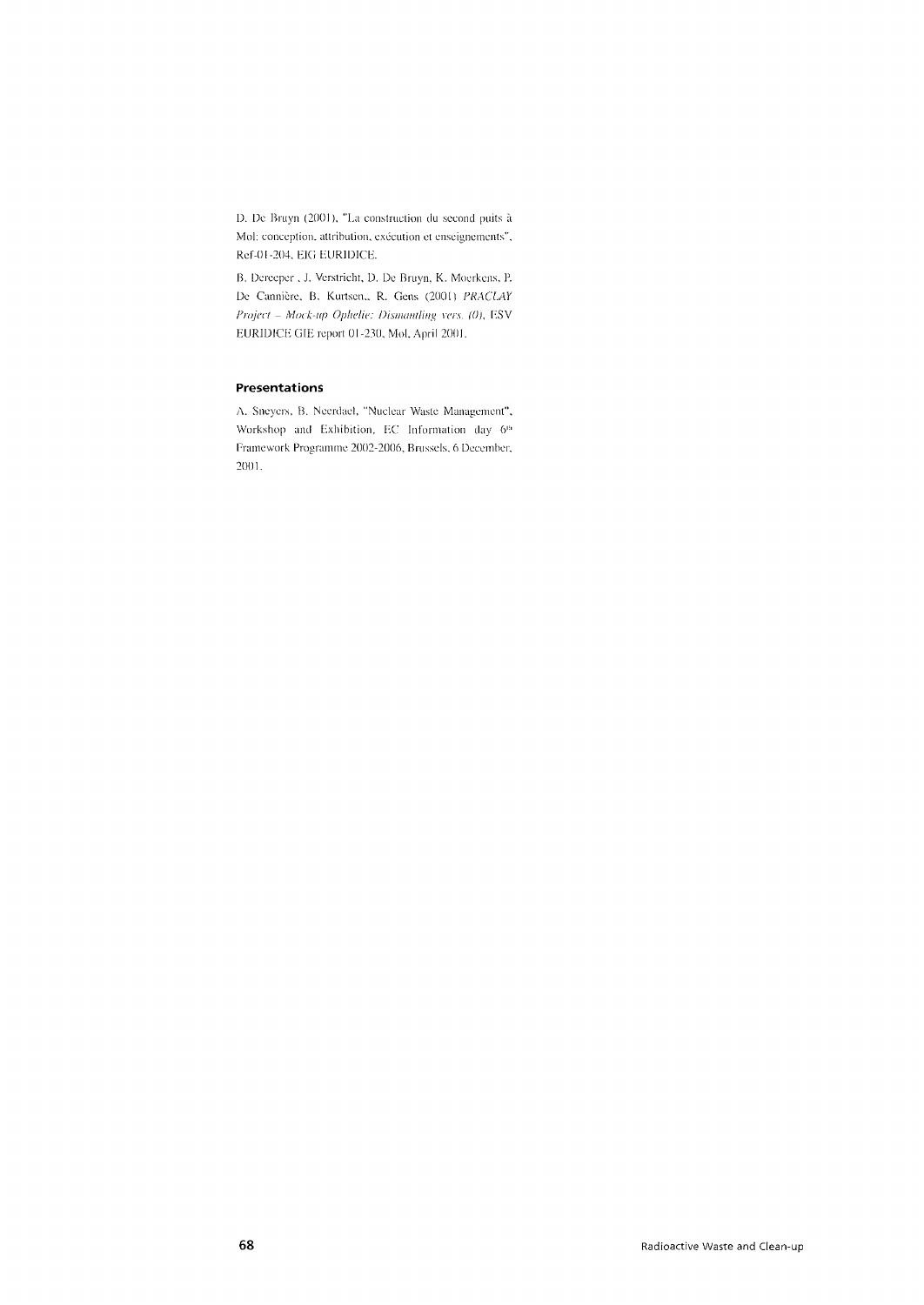D. De Bruyn (2001), "La construction du second puits à Mol: conception, attribution, exécution et enseignements", Ref-01-204, EIG EURIDICE.

B. Dereeper , J. Verstricht, D. De Bruyn, K. Moerkens, P. De Cannière, B. Kurtsen., R. Gens (2001) *PRACLAY Project – Mock-up Ophelie: Dismantling vers. (0)*, ESV EURIDICE GIE report 01-230, Mol, April 2001.

### Presentations

A. Sneyers, B. Neerdael, "Nuclear Waste Management", Workshop and Exhibition, EC Information day 6th Framework Programme 2002-2006, Brussels, 6 December, 2001.